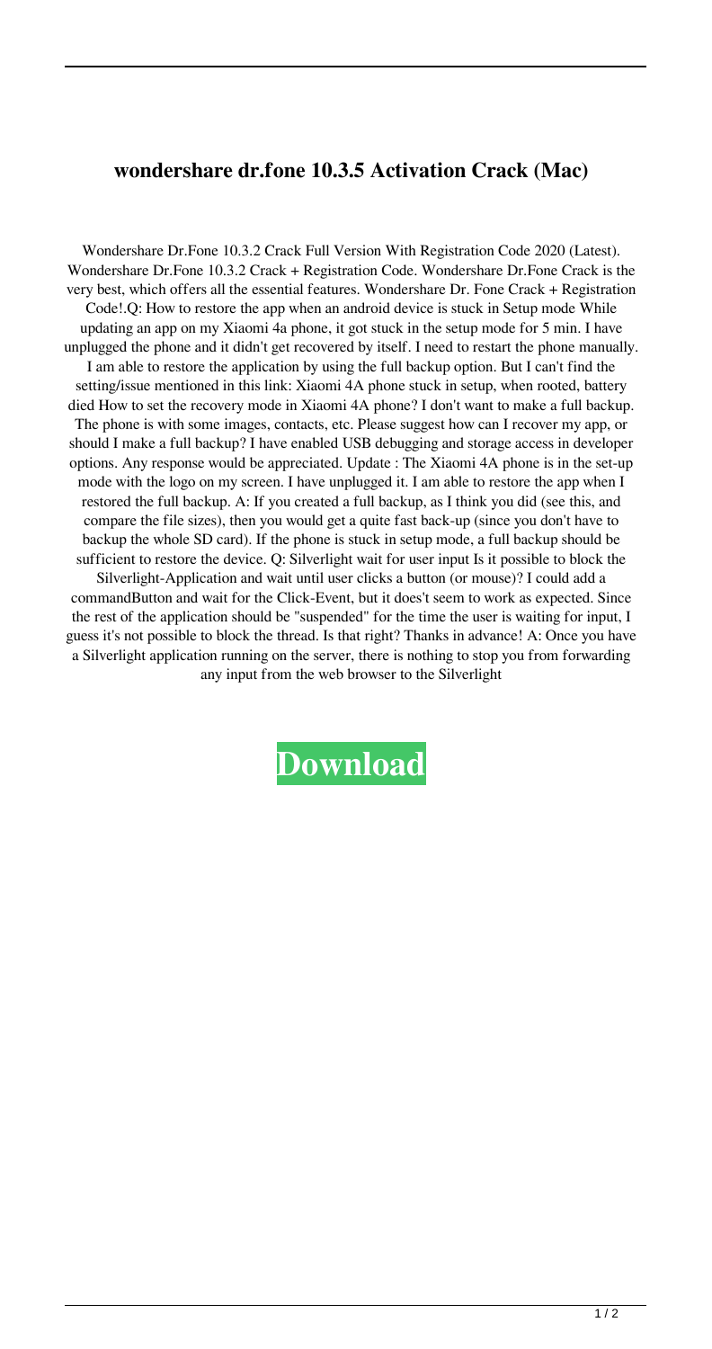# wondershare dr.fone 10.3.5 Activation Crack (Mac)

Wondershare Dr.Fone 10.3.2 Crack Full Version With Registration Code 2020 (Latest). Wondershare Dr.Fone 10.3.2 Crack + Registration Code. Wondershare Dr.Fone Crack is the very best, which offers all the essential features. Wondershare Dr. Fone Crack + Registration Code!.Q: How to restore the app when an android device is stuck in Setup mode While updating an app on my Xiaomi 4a phone, it got stuck in the setup mode for 5 min. I have unplugged the phone and it didn't get recovered by itself. I need to restart the phone manually. I am able to restore the application by using the full backup option. But I can't find the setting/issue mentioned in this link: Xiaomi 4A phone stuck in setup, when rooted, battery died How to set the recovery mode in Xiaomi 4A phone? I don't want to make a full backup. The phone is with some images, contacts, etc. Please suggest how can I recover my app, or should I make a full backup? I have enabled USB debugging and storage access in developer options. Any response would be appreciated. Update : The Xiaomi 4A phone is in the set-up mode with the logo on my screen. I have unplugged it. I am able to restore the app when I restored the full backup. A: If you created a full backup, as I think you did (see this, and compare the file sizes), then you would get a quite fast back-up (since you don't have to backup the whole SD card). If the phone is stuck in setup mode, a full backup should be sufficient to restore the device. Q: Silverlight wait for user input Is it possible to block the Silverlight-Application and wait until user clicks a button (or mouse)? I could add a commandButton and wait for the Click-Event, but it does't seem to work as expected. Since the rest of the application should be "suspended" for the time the user is waiting for input, I guess it's not possible to block the thread. Is that right? Thanks in advance! A: Once you have a Silverlight application running on the server, there is nothing to stop you from forwarding any input from the web browser to the Silverlight

**Download**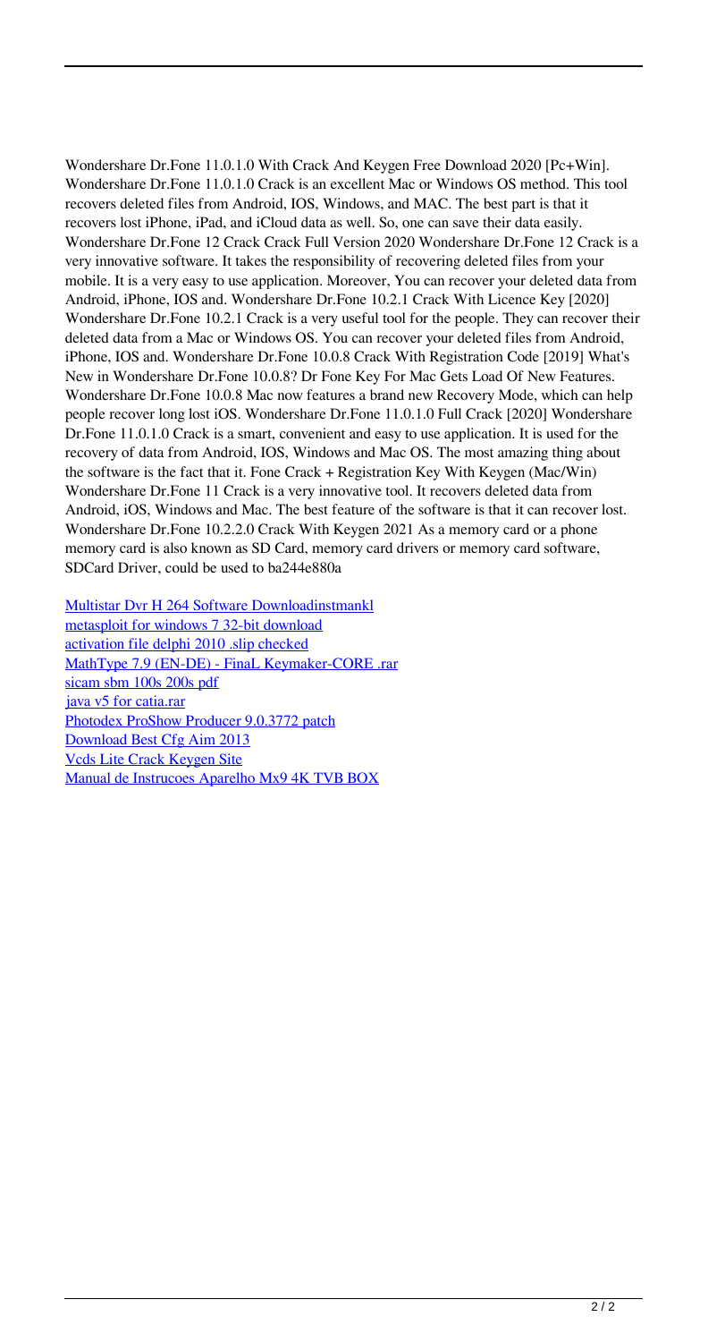Wondershare Dr.Fone 11.0.1.0 With Crack And Keygen Free Download 2020 [Pc+Win]. Wondershare Dr.Fone 11.0.1.0 Crack is an excellent Mac or Windows OS method. This tool recovers deleted files from Android, IOS, Windows, and MAC. The best part is that it recovers lost iPhone, iPad, and iCloud data as well. So, one can save their data easily. Wondershare Dr.Fone 12 Crack Crack Full Version 2020 Wondershare Dr.Fone 12 Crack is a very innovative software. It takes the responsibility of recovering deleted files from your mobile. It is a very easy to use application. Moreover, You can recover your deleted data from Android, iPhone, IOS and. Wondershare Dr.Fone 10.2.1 Crack With Licence Key [2020] Wondershare Dr.Fone 10.2.1 Crack is a very useful tool for the people. They can recover their deleted data from a Mac or Windows OS. You can recover your deleted files from Android, iPhone, IOS and. Wondershare Dr.Fone 10.0.8 Crack With Registration Code [2019] What's New in Wondershare Dr.Fone 10.0.8? Dr Fone Key For Mac Gets Load Of New Features. Wondershare Dr.Fone 10.0.8 Mac now features a brand new Recovery Mode, which can help people recover long lost iOS. Wondershare Dr.Fone 11.0.1.0 Full Crack [2020] Wondershare Dr.Fone 11.0.1.0 Crack is a smart, convenient and easy to use application. It is used for the recovery of data from Android, IOS, Windows and Mac OS. The most amazing thing about the software is the fact that it. Fone Crack + Registration Key With Keygen (Mac/Win) Wondershare Dr.Fone 11 Crack is a very innovative tool. It recovers deleted data from Android, iOS, Windows and Mac. The best feature of the software is that it can recover lost. Wondershare Dr.Fone 10.2.2.0 Crack With Keygen 2021 As a memory card or a phone memory card is also known as SD Card, memory card drivers or memory card software, SDCard Driver, could be used to ba244e880a

Multistar Dvr H 264 Software Downloadinstmankl
metasploit for windows 7 32-bit download
activation file delphi 2010 .slip checked
MathType 7.9 (EN-DE) - FinaL Keymaker-CORE .rar
sicam sbm 100s 200s pdf
java v5 for catia.rar
Photodex ProShow Producer 9.0.3772 patch
Download Best Cfg Aim 2013
Vcds Lite Crack Keygen Site
Manual de Instrucoes Aparelho Mx9 4K TVB BOX